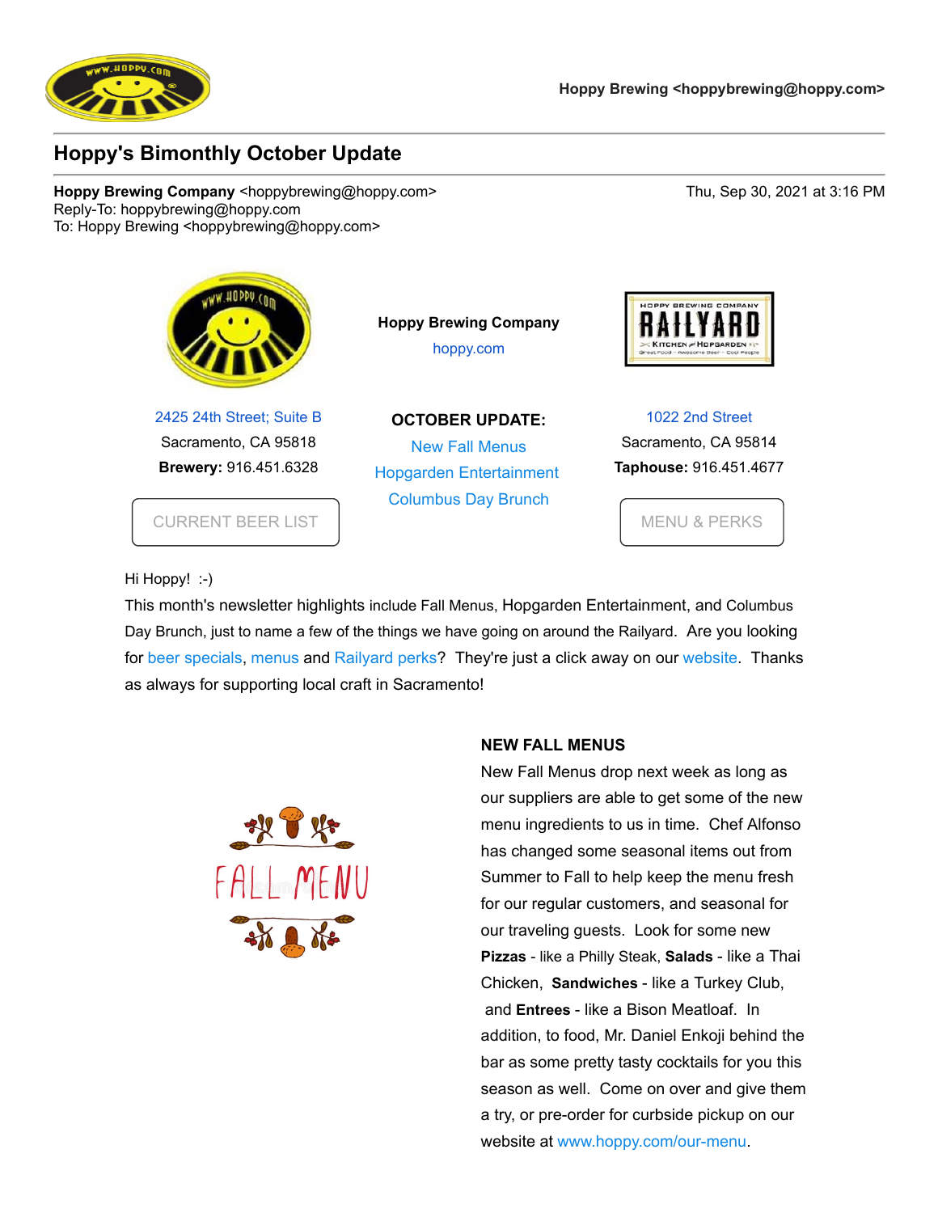Hoppy Brewing <hoppybrewing@hoppy.com>

## Hoppy's Bimonthly October Update

**Hoppy Brewing Company** <hoppybrewing@hoppy.com>
Reply-To: hoppybrewing@hoppy.com
To: Hoppy Brewing <hoppybrewing@hoppy.com>

Thu, Sep 30, 2021 at 3:16 PM

**Hoppy Brewing Company**
hoppy.com

2425 24th Street; Suite B
Sacramento, CA 95818
**Brewery:** 916.451.6328

CURRENT BEER LIST

**OCTOBER UPDATE:**
New Fall Menus
Hopgarden Entertainment
Columbus Day Brunch

1022 2nd Street
Sacramento, CA 95814
**Taphouse:** 916.451.4677

MENU & PERKS

Hi Hoppy! :-)

This month's newsletter highlights include Fall Menus, Hopgarden Entertainment, and Columbus Day Brunch, just to name a few of the things we have going on around the Railyard. Are you looking for beer specials, menus and Railyard perks? They're just a click away on our website. Thanks as always for supporting local craft in Sacramento!

### NEW FALL MENUS

New Fall Menus drop next week as long as our suppliers are able to get some of the new menu ingredients to us in time. Chef Alfonso has changed some seasonal items out from Summer to Fall to help keep the menu fresh for our regular customers, and seasonal for our traveling guests. Look for some new **Pizzas** - like a Philly Steak, **Salads** - like a Thai Chicken, **Sandwiches** - like a Turkey Club, and **Entrees** - like a Bison Meatloaf. In addition, to food, Mr. Daniel Enkoji behind the bar as some pretty tasty cocktails for you this season as well. Come on over and give them a try, or pre-order for curbside pickup on our website at www.hoppy.com/our-menu.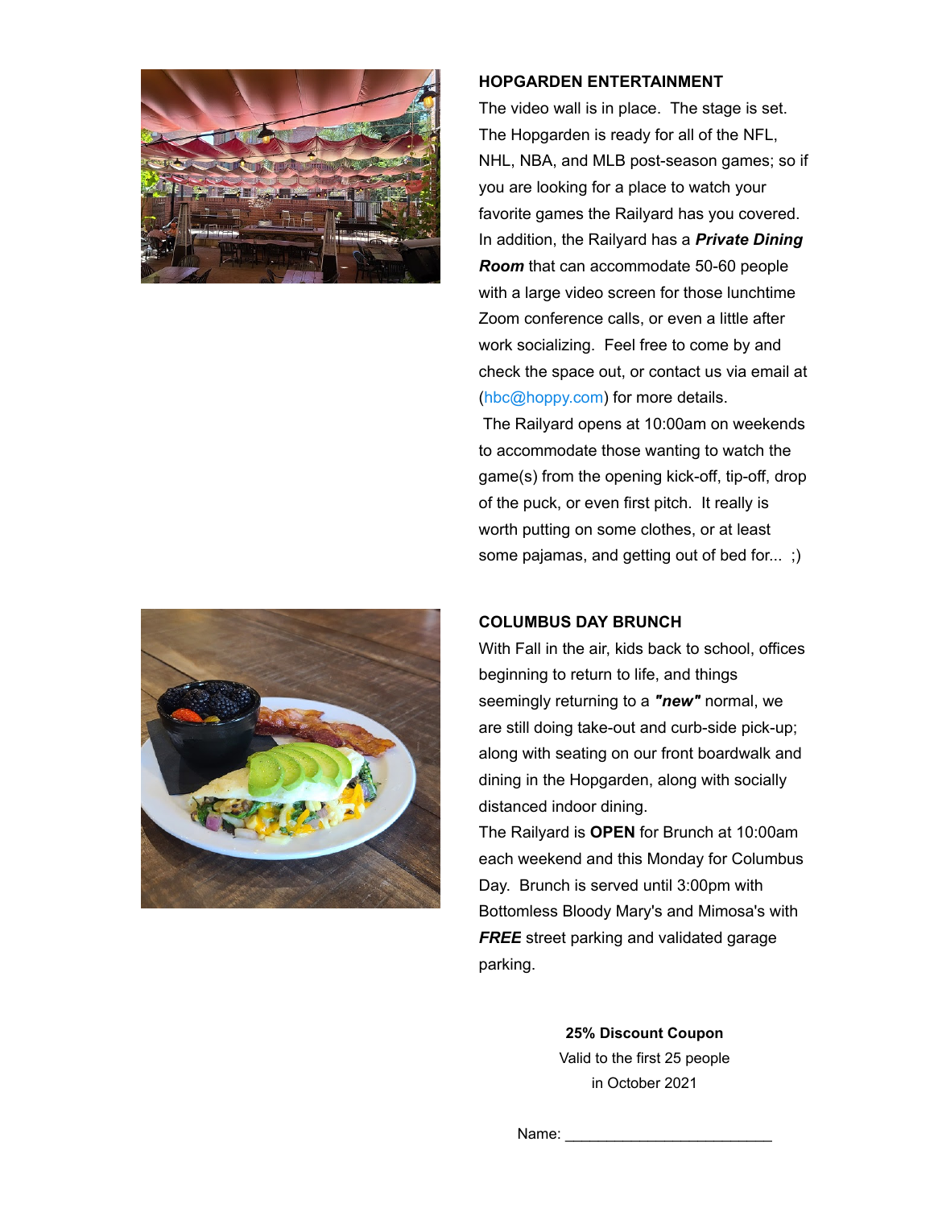**HOPGARDEN ENTERTAINMENT**

The video wall is in place. The stage is set. The Hopgarden is ready for all of the NFL, NHL, NBA, and MLB post-season games; so if you are looking for a place to watch your favorite games the Railyard has you covered. In addition, the Railyard has a ***Private Dining Room*** that can accommodate 50-60 people with a large video screen for those lunchtime Zoom conference calls, or even a little after work socializing. Feel free to come by and check the space out, or contact us via email at (hbc@hoppy.com) for more details.

The Railyard opens at 10:00am on weekends to accommodate those wanting to watch the game(s) from the opening kick-off, tip-off, drop of the puck, or even first pitch. It really is worth putting on some clothes, or at least some pajamas, and getting out of bed for... ;)

**COLUMBUS DAY BRUNCH**

With Fall in the air, kids back to school, offices beginning to return to life, and things seemingly returning to a ***"new"*** normal, we are still doing take-out and curb-side pick-up; along with seating on our front boardwalk and dining in the Hopgarden, along with socially distanced indoor dining.

The Railyard is **OPEN** for Brunch at 10:00am each weekend and this Monday for Columbus Day. Brunch is served until 3:00pm with Bottomless Bloody Mary's and Mimosa's with ***FREE*** street parking and validated garage parking.

**25% Discount Coupon**
Valid to the first 25 people
in October 2021

Name: ________________________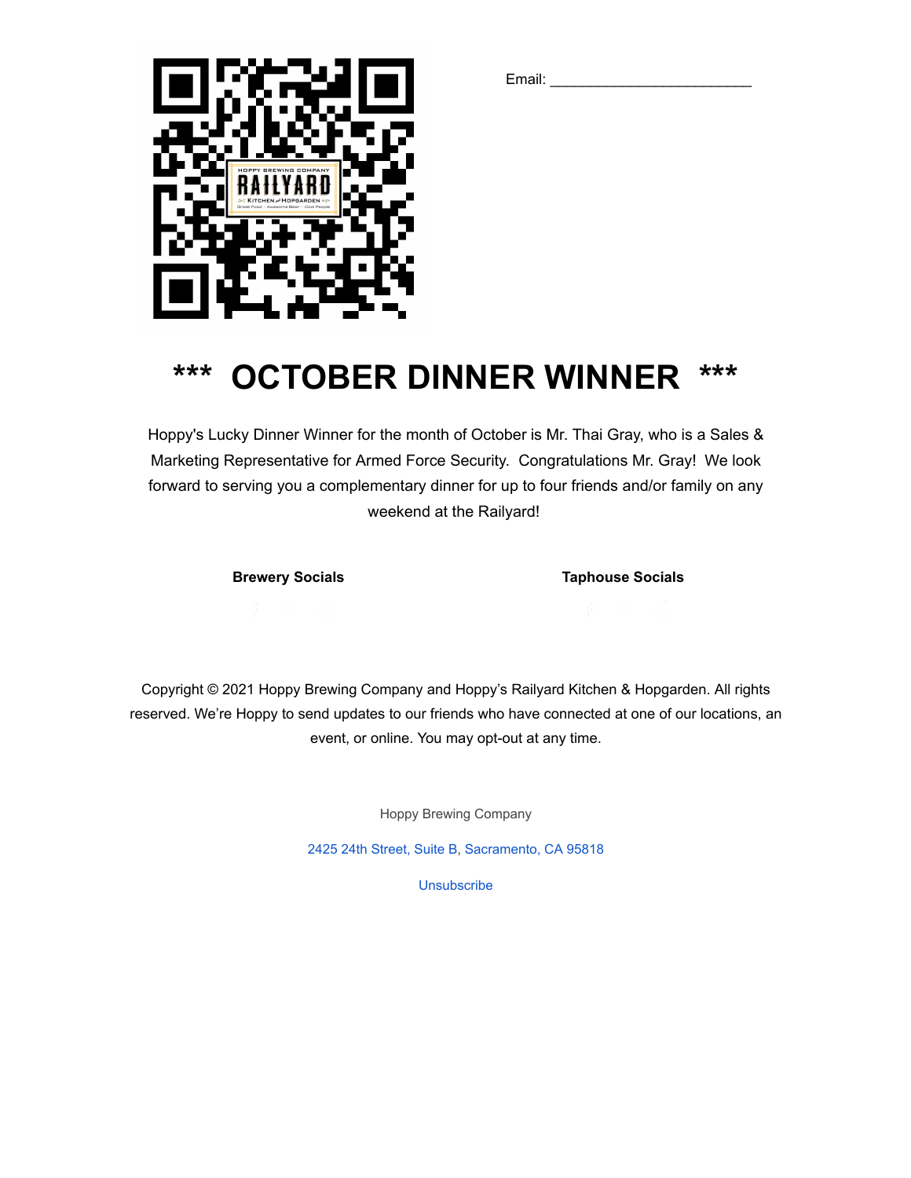Email: ________________________

# *** OCTOBER DINNER WINNER ***

Hoppy's Lucky Dinner Winner for the month of October is Mr. Thai Gray, who is a Sales & Marketing Representative for Armed Force Security. Congratulations Mr. Gray! We look forward to serving you a complementary dinner for up to four friends and/or family on any weekend at the Railyard!

**Brewery Socials**

**Taphouse Socials**

Copyright © 2021 Hoppy Brewing Company and Hoppy's Railyard Kitchen & Hopgarden. All rights reserved. We're Hoppy to send updates to our friends who have connected at one of our locations, an event, or online. You may opt-out at any time.

Hoppy Brewing Company

2425 24th Street, Suite B, Sacramento, CA 95818

Unsubscribe